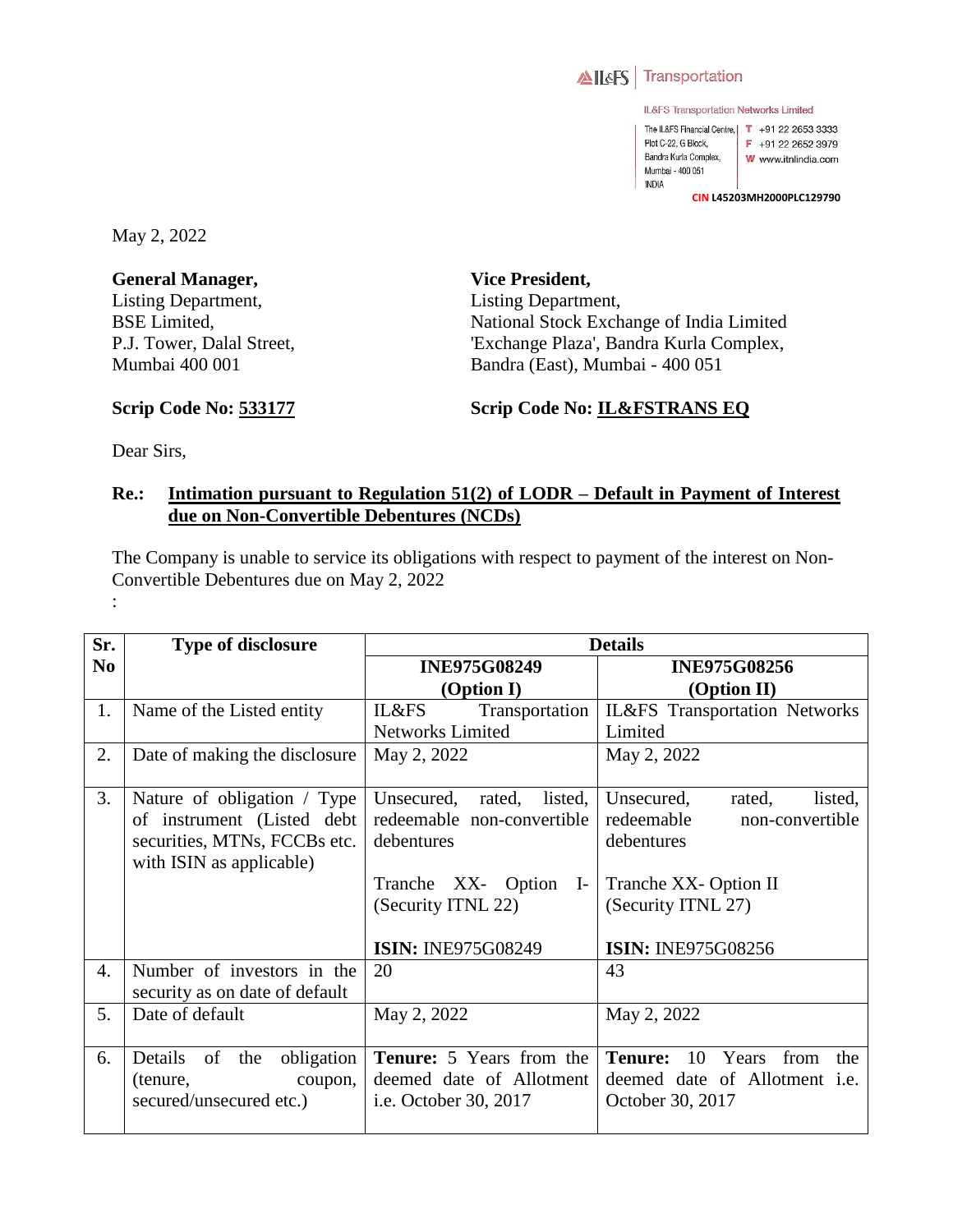IL&FS | Transportation

IL&FS Transportation Networks Limited

The IL&FS Financial Centre, Plot C-22, G Block, Bandra Kurla Complex, Mumbai - 400 051 INDIA

T +91 22 2653 3333
F +91 22 2652 3979
W www.itnlindia.com

CIN L45203MH2000PLC129790

May 2, 2022

**General Manager,**
Listing Department,
BSE Limited,
P.J. Tower, Dalal Street,
Mumbai 400 001

**Scrip Code No: 533177**

**Vice President,**
Listing Department,
National Stock Exchange of India Limited
'Exchange Plaza', Bandra Kurla Complex,
Bandra (East), Mumbai - 400 051

**Scrip Code No: IL&FSTRANS EQ**

Dear Sirs,

**Re.: Intimation pursuant to Regulation 51(2) of LODR – Default in Payment of Interest due on Non-Convertible Debentures (NCDs)**

The Company is unable to service its obligations with respect to payment of the interest on Non-Convertible Debentures due on May 2, 2022

:

| Sr. No | Type of disclosure | Details | |
|---|---|---|---|
| | | **INE975G08249 (Option I)** | **INE975G08256 (Option II)** |
| 1. | Name of the Listed entity | IL&FS Transportation Networks Limited | IL&FS Transportation Networks Limited |
| 2. | Date of making the disclosure | May 2, 2022 | May 2, 2022 |
| 3. | Nature of obligation / Type of instrument (Listed debt securities, MTNs, FCCBs etc. with ISIN as applicable) | Unsecured, rated, listed, redeemable non-convertible debentures<br><br>Tranche XX- Option I- (Security ITNL 22)<br><br>**ISIN:** INE975G08249 | Unsecured, rated, listed, redeemable non-convertible debentures<br><br>Tranche XX- Option II (Security ITNL 27)<br><br>**ISIN:** INE975G08256 |
| 4. | Number of investors in the security as on date of default | 20 | 43 |
| 5. | Date of default | May 2, 2022 | May 2, 2022 |
| 6. | Details of the obligation (tenure, coupon, secured/unsecured etc.) | **Tenure:** 5 Years from the deemed date of Allotment i.e. October 30, 2017 | **Tenure:** 10 Years from the deemed date of Allotment i.e. October 30, 2017 |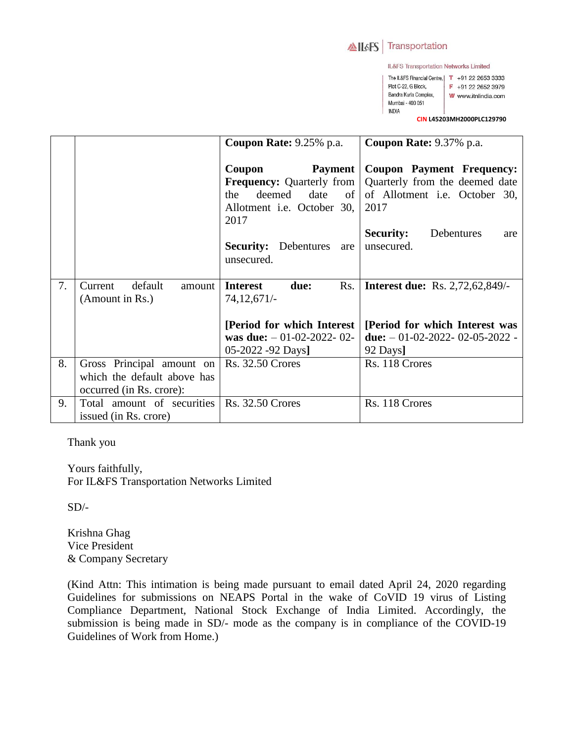| | | | |
|---|---|---|---|
| | | **Coupon Rate:** 9.25% p.a.<br><br>**Coupon Payment Frequency:** Quarterly from the deemed date of Allotment i.e. October 30, 2017<br><br>**Security:** Debentures are unsecured. | **Coupon Rate:** 9.37% p.a.<br><br>**Coupon Payment Frequency:** Quarterly from the deemed date of Allotment i.e. October 30, 2017<br><br>**Security:** Debentures are unsecured. |
| 7. | Current default amount (Amount in Rs.) | **Interest due:** Rs. 74,12,671/-<br><br>**[Period for which Interest was due:** – 01-02-2022- 02-05-2022 -92 Days**]** | **Interest due:** Rs. 2,72,62,849/-<br><br>**[Period for which Interest was due:** – 01-02-2022- 02-05-2022 - 92 Days**]** |
| 8. | Gross Principal amount on which the default above has occurred (in Rs. crore): | Rs. 32.50 Crores | Rs. 118 Crores |
| 9. | Total amount of securities issued (in Rs. crore) | Rs. 32.50 Crores | Rs. 118 Crores |

Thank you

Yours faithfully,
For IL&FS Transportation Networks Limited

SD/-

Krishna Ghag
Vice President
& Company Secretary

(Kind Attn: This intimation is being made pursuant to email dated April 24, 2020 regarding Guidelines for submissions on NEAPS Portal in the wake of CoVID 19 virus of Listing Compliance Department, National Stock Exchange of India Limited. Accordingly, the submission is being made in SD/- mode as the company is in compliance of the COVID-19 Guidelines of Work from Home.)